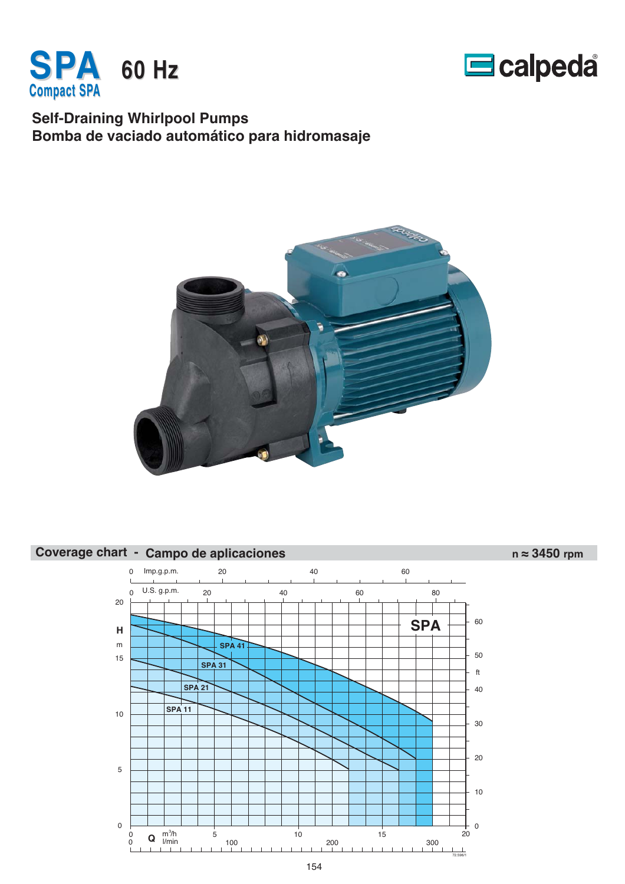# SPA 60 Hz

**Compact SPA**

calpeda

## Self-Draining Whirlpool Pumps
## Bomba de vaciado automático para hidromasaje

## Coverage chart - Campo de aplicaciones

n ≈ 3450 rpm

SPA

SPA 41
SPA 31
SPA 21
SPA 11

H m: 0, 5, 10, 15, 20

ft: 0, 10, 20, 30, 40, 50, 60

Imp.g.p.m.: 0, 20, 40, 60

U.S. g.p.m.: 0, 20, 40, 60, 80

Q $m^3/h$: 0, 5, 10, 15, 20

l/min: 0, 100, 200, 300

72.596/1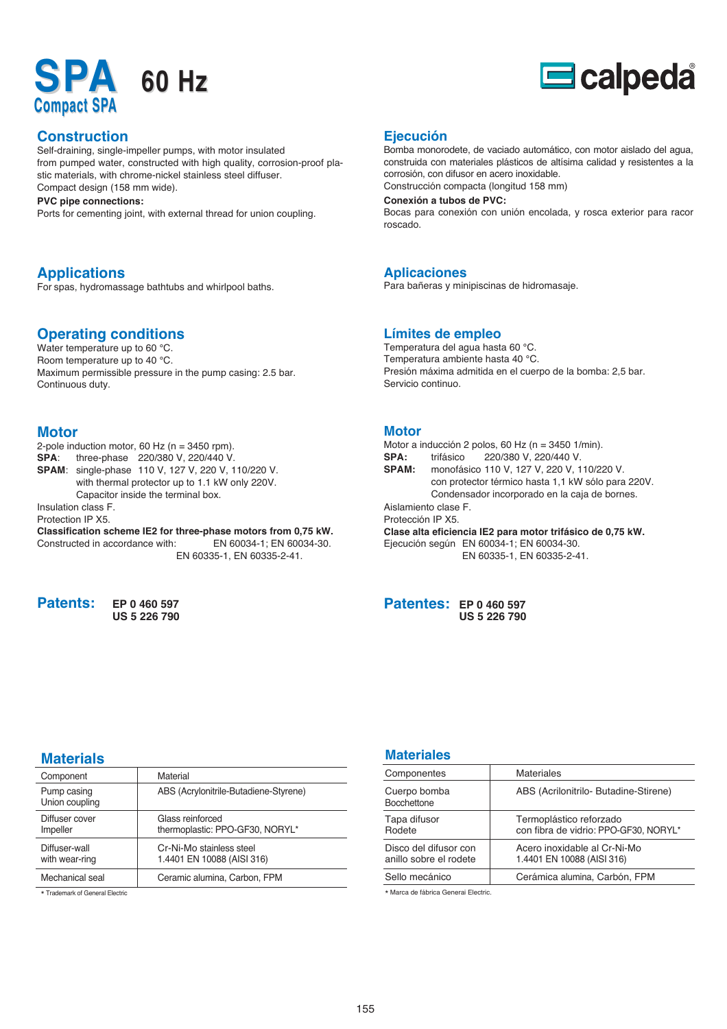# SPA 60 Hz

## Compact SPA

calpeda

## Construction

Self-draining, single-impeller pumps, with motor insulated from pumped water, constructed with high quality, corrosion-proof plastic materials, with chrome-nickel stainless steel diffuser.
Compact design (158 mm wide).

**PVC pipe connections:**
Ports for cementing joint, with external thread for union coupling.

## Applications

For spas, hydromassage bathtubs and whirlpool baths.

## Operating conditions

Water temperature up to 60 °C.
Room temperature up to 40 °C.
Maximum permissible pressure in the pump casing: 2.5 bar.
Continuous duty.

## Motor

2-pole induction motor, 60 Hz (n = 3450 rpm).
**SPA**: three-phase 220/380 V, 220/440 V.
**SPAM**: single-phase 110 V, 127 V, 220 V, 110/220 V. with thermal protector up to 1.1 kW only 220V. Capacitor inside the terminal box.
Insulation class F.
Protection IP X5.
**Classification scheme IE2 for three-phase motors from 0,75 kW.**
Constructed in accordance with: EN 60034-1; EN 60034-30. EN 60335-1, EN 60335-2-41.

## Patents:

**EP 0 460 597**
**US 5 226 790**

## Materials

| Component | Material |
|---|---|
| Pump casing<br>Union coupling | ABS (Acrylonitrile-Butadiene-Styrene) |
| Diffuser cover<br>Impeller | Glass reinforced<br>thermoplastic: PPO-GF30, NORYL* |
| Diffuser-wall<br>with wear-ring | Cr-Ni-Mo stainless steel<br>1.4401 EN 10088 (AISI 316) |
| Mechanical seal | Ceramic alumina, Carbon, FPM |

* Trademark of General Electric

## Ejecución

Bomba monorodete, de vaciado automático, con motor aislado del agua, construida con materiales plásticos de altísima calidad y resistentes a la corrosión, con difusor en acero inoxidable.
Construcción compacta (longitud 158 mm)

**Conexión a tubos de PVC:**
Bocas para conexión con unión encolada, y rosca exterior para racor roscado.

## Aplicaciones

Para bañeras y minipiscinas de hidromasaje.

## Límites de empleo

Temperatura del agua hasta 60 °C.
Temperatura ambiente hasta 40 °C.
Presión máxima admitida en el cuerpo de la bomba: 2,5 bar.
Servicio continuo.

## Motor

Motor a inducción 2 polos, 60 Hz (n = 3450 1/min).
**SPA:** trifásico 220/380 V, 220/440 V.
**SPAM:** monofásico 110 V, 127 V, 220 V, 110/220 V. con protector térmico hasta 1,1 kW sólo para 220V. Condensador incorporado en la caja de bornes.
Aislamiento clase F.
Protección IP X5.
**Clase alta eficiencia IE2 para motor trifásico de 0,75 kW.**
Ejecución según EN 60034-1; EN 60034-30. EN 60335-1, EN 60335-2-41.

## Patentes:

**EP 0 460 597**
**US 5 226 790**

## Materiales

| Componentes | Materiales |
|---|---|
| Cuerpo bomba<br>Bocchettone | ABS (Acrilonitrilo- Butadine-Stirene) |
| Tapa difusor<br>Rodete | Termoplástico reforzado<br>con fibra de vidrio: PPO-GF30, NORYL* |
| Disco del difusor con<br>anillo sobre el rodete | Acero inoxidable al Cr-Ni-Mo<br>1.4401 EN 10088 (AISI 316) |
| Sello mecánico | Cerámica alumina, Carbón, FPM |

* Marca de fábrica Generai Electric.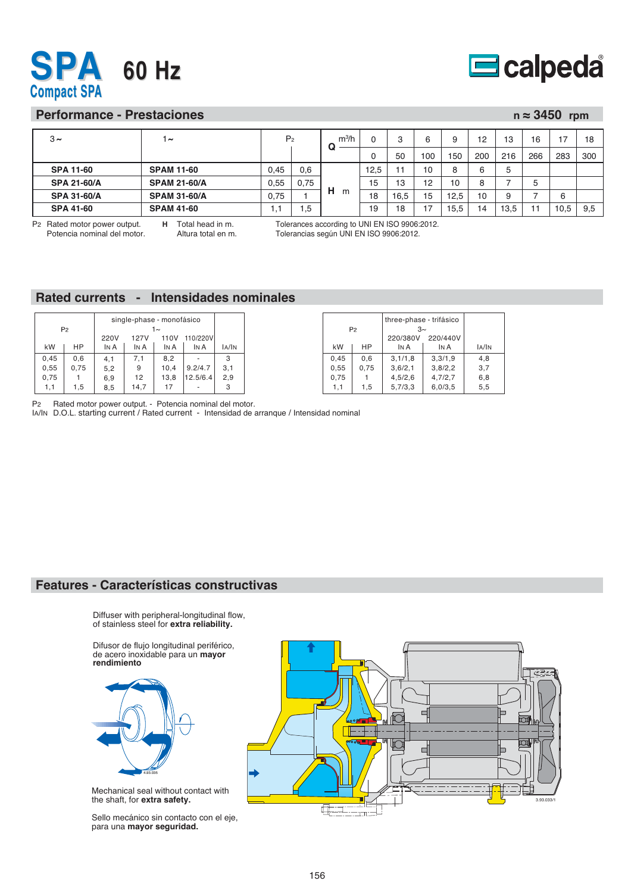# SPA 60 Hz

**Compact SPA**

## Performance - Prestaciones

n ≈ 3450 rpm

| 3~ | 1~ | $P_2$ | | Q m³/h | 0 | 3 | 6 | 9 | 12 | 13 | 16 | 17 | 18 |
|---|---|---|---|---|---|---|---|---|---|---|---|---|---|
| | | | | l/min | 0 | 50 | 100 | 150 | 200 | 216 | 266 | 283 | 300 |
| **SPA 11-60** | **SPAM 11-60** | 0,45 | 0,6 | H m | 12,5 | 11 | 10 | 8 | 6 | 5 | | | |
| **SPA 21-60/A** | **SPAM 21-60/A** | 0,55 | 0,75 | | 15 | 13 | 12 | 10 | 8 | 7 | 5 | | |
| **SPA 31-60/A** | **SPAM 31-60/A** | 0,75 | 1 | | 18 | 16,5 | 15 | 12,5 | 10 | 9 | 7 | 6 | |
| **SPA 41-60** | **SPAM 41-60** | 1,1 | 1,5 | | 19 | 18 | 17 | 15,5 | 14 | 13,5 | 11 | 10,5 | 9,5 |

$P_2$ Rated motor power output. Potencia nominal del motor.
**H** Total head in m. Altura total en m.
Tolerances according to UNI EN ISO 9906:2012. Tolerancias según UNI EN ISO 9906:2012.

## Rated currents - Intensidades nominales

| $P_2$ kW | $P_2$ HP | single-phase - monofásico 1~ 220V IN A | 127V IN A | 110V IN A | 110/220V IN A | IA/IN |
|---|---|---|---|---|---|---|
| 0,45 | 0,6 | 4,1 | 7,1 | 8,2 | - | 3 |
| 0,55 | 0,75 | 5,2 | 9 | 10,4 | 9.2/4.7 | 3,1 |
| 0,75 | 1 | 6,9 | 12 | 13,8 | 12.5/6.4 | 2,9 |
| 1,1 | 1,5 | 8,5 | 14,7 | 17 | - | 3 |

| $P_2$ kW | $P_2$ HP | three-phase - trifásico 3~ 220/380V IN A | 220/440V IN A | IA/IN |
|---|---|---|---|---|
| 0,45 | 0,6 | 3,1/1,8 | 3,3/1,9 | 4,8 |
| 0,55 | 0,75 | 3,6/2,1 | 3,8/2,2 | 3,7 |
| 0,75 | 1 | 4,5/2,6 | 4,7/2,7 | 6,8 |
| 1,1 | 1,5 | 5,7/3,3 | 6,0/3,5 | 5,5 |

$P_2$ Rated motor power output. - Potencia nominal del motor.
IA/IN D.O.L. starting current / Rated current - Intensidad de arranque / Intensidad nominal

## Features - Características constructivas

Diffuser with peripheral-longitudinal flow, of stainless steel for **extra reliability.**

Difusor de flujo longitudinal periférico, de acero inoxidable para un **mayor rendimiento**

Mechanical seal without contact with the shaft, for **extra safety.**

Sello mecánico sin contacto con el eje, para una **mayor seguridad.**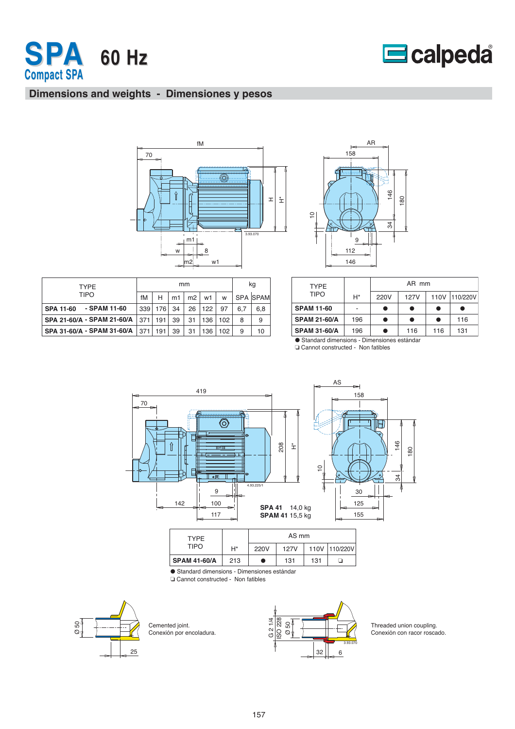# SPA 60 Hz

Compact SPA

## Dimensions and weights - Dimensiones y pesos

fM
70
H
H*
m1
w
8
m2
w1
3.93.070

AR
158
146
180
10
34
9
112
146

| TYPE TIPO | mm | | | | | | kg | |
|---|---|---|---|---|---|---|---|---|
| | fM | H | m1 | m2 | w1 | w | SPA | SPAM |
| **SPA 11-60 - SPAM 11-60** | 339 | 176 | 34 | 26 | 122 | 97 | 6,7 | 6,8 |
| **SPA 21-60/A - SPAM 21-60/A** | 371 | 191 | 39 | 31 | 136 | 102 | 8 | 9 |
| **SPA 31-60/A - SPAM 31-60/A** | 371 | 191 | 39 | 31 | 136 | 102 | 9 | 10 |

| TYPE TIPO | H* | AR mm | | | |
|---|---|---|---|---|---|
| | | 220V | 127V | 110V | 110/220V |
| **SPAM 11-60** | - | ● | ● | ● | ● |
| **SPAM 21-60/A** | 196 | ● | ● | ● | 116 |
| **SPAM 31-60/A** | 196 | ● | 116 | 116 | 131 |

● Standard dimensions - Dimensiones estándar
❑ Cannot constructed - Non fatibles

419
70
208
H*
9
142
100
117
4.93.225/1

AS
158
146
180
10
34
30
125
155

**SPA 41** 14,0 kg
**SPAM 41** 15,5 kg

| TYPE TIPO | H* | AS mm | | | |
|---|---|---|---|---|---|
| | | 220V | 127V | 110V | 110/220V |
| **SPAM 41-60/A** | 213 | ● | 131 | 131 | ❑ |

● Standard dimensions - Dimensiones estándar
❑ Cannot constructed - Non fatibles

Ø 50
25

Cemented joint.
Conexión por encoladura.

G 2 1/4
ISO 228
Ø 50
32
6
3.93.070

Threaded union coupling.
Conexión con racor roscado.